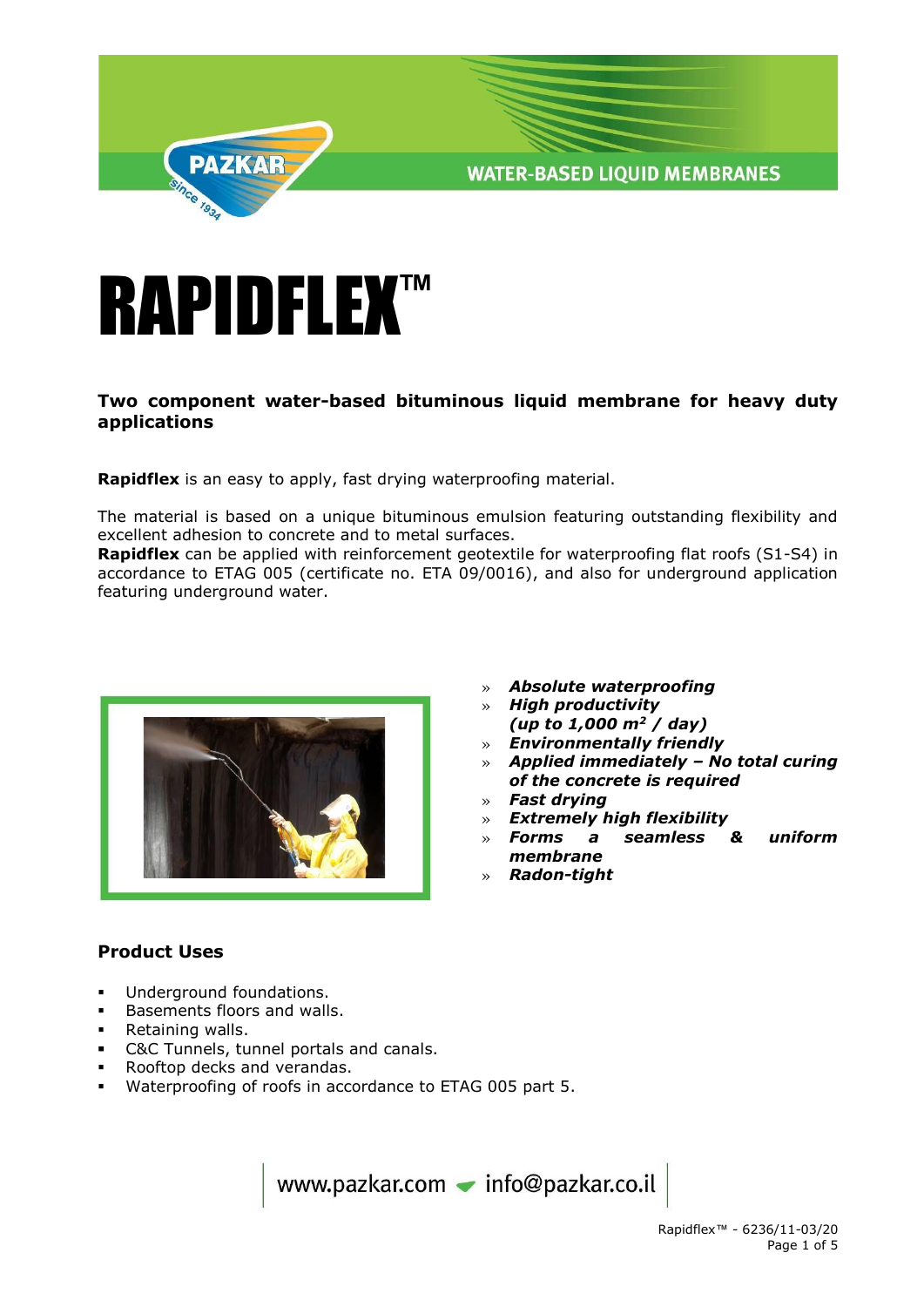WATER-BASED LIQUID MEMBRANES

# RAPIDFLEX™

**Two component water-based bituminous liquid membrane for heavy duty applications**

**Rapidflex** is an easy to apply, fast drying waterproofing material.

The material is based on a unique bituminous emulsion featuring outstanding flexibility and excellent adhesion to concrete and to metal surfaces.
**Rapidflex** can be applied with reinforcement geotextile for waterproofing flat roofs (S1-S4) in accordance to ETAG 005 (certificate no. ETA 09/0016), and also for underground application featuring underground water.

- ***Absolute waterproofing***
- ***High productivity (up to 1,000 m² / day)***
- ***Environmentally friendly***
- ***Applied immediately – No total curing of the concrete is required***
- ***Fast drying***
- ***Extremely high flexibility***
- ***Forms a seamless & uniform membrane***
- ***Radon-tight***

## Product Uses

- Underground foundations.
- Basements floors and walls.
- Retaining walls.
- C&C Tunnels, tunnel portals and canals.
- Rooftop decks and verandas.
- Waterproofing of roofs in accordance to ETAG 005 part 5.

www.pazkar.com info@pazkar.co.il

Rapidflex™ - 6236/11-03/20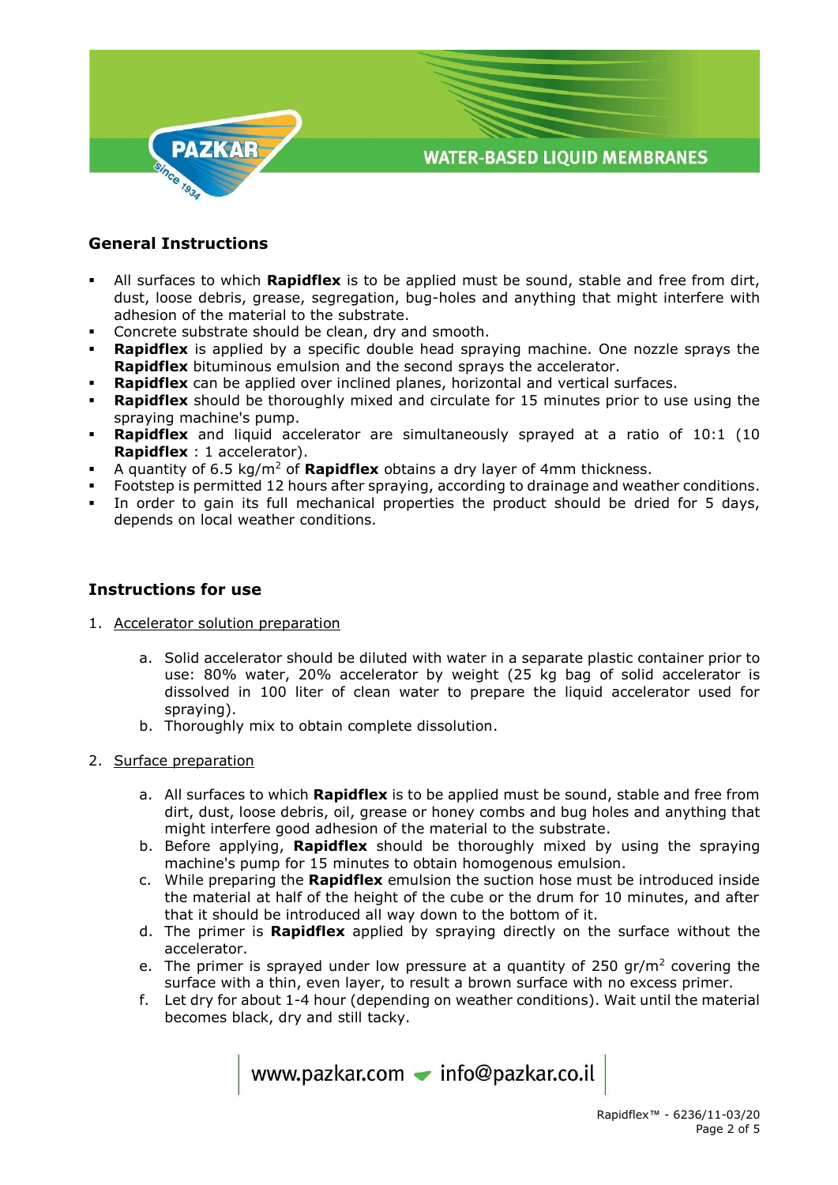## General Instructions

- All surfaces to which **Rapidflex** is to be applied must be sound, stable and free from dirt, dust, loose debris, grease, segregation, bug-holes and anything that might interfere with adhesion of the material to the substrate.
- Concrete substrate should be clean, dry and smooth.
- **Rapidflex** is applied by a specific double head spraying machine. One nozzle sprays the **Rapidflex** bituminous emulsion and the second sprays the accelerator.
- **Rapidflex** can be applied over inclined planes, horizontal and vertical surfaces.
- **Rapidflex** should be thoroughly mixed and circulate for 15 minutes prior to use using the spraying machine's pump.
- **Rapidflex** and liquid accelerator are simultaneously sprayed at a ratio of 10:1 (10 **Rapidflex** : 1 accelerator).
- A quantity of 6.5 kg/m$^2$ of **Rapidflex** obtains a dry layer of 4mm thickness.
- Footstep is permitted 12 hours after spraying, according to drainage and weather conditions.
- In order to gain its full mechanical properties the product should be dried for 5 days, depends on local weather conditions.

## Instructions for use

1. Accelerator solution preparation

    a. Solid accelerator should be diluted with water in a separate plastic container prior to use: 80% water, 20% accelerator by weight (25 kg bag of solid accelerator is dissolved in 100 liter of clean water to prepare the liquid accelerator used for spraying).
    b. Thoroughly mix to obtain complete dissolution.

2. Surface preparation

    a. All surfaces to which **Rapidflex** is to be applied must be sound, stable and free from dirt, dust, loose debris, oil, grease or honey combs and bug holes and anything that might interfere good adhesion of the material to the substrate.
    b. Before applying, **Rapidflex** should be thoroughly mixed by using the spraying machine's pump for 15 minutes to obtain homogenous emulsion.
    c. While preparing the **Rapidflex** emulsion the suction hose must be introduced inside the material at half of the height of the cube or the drum for 10 minutes, and after that it should be introduced all way down to the bottom of it.
    d. The primer is **Rapidflex** applied by spraying directly on the surface without the accelerator.
    e. The primer is sprayed under low pressure at a quantity of 250 gr/m$^2$ covering the surface with a thin, even layer, to result a brown surface with no excess primer.
    f. Let dry for about 1-4 hour (depending on weather conditions). Wait until the material becomes black, dry and still tacky.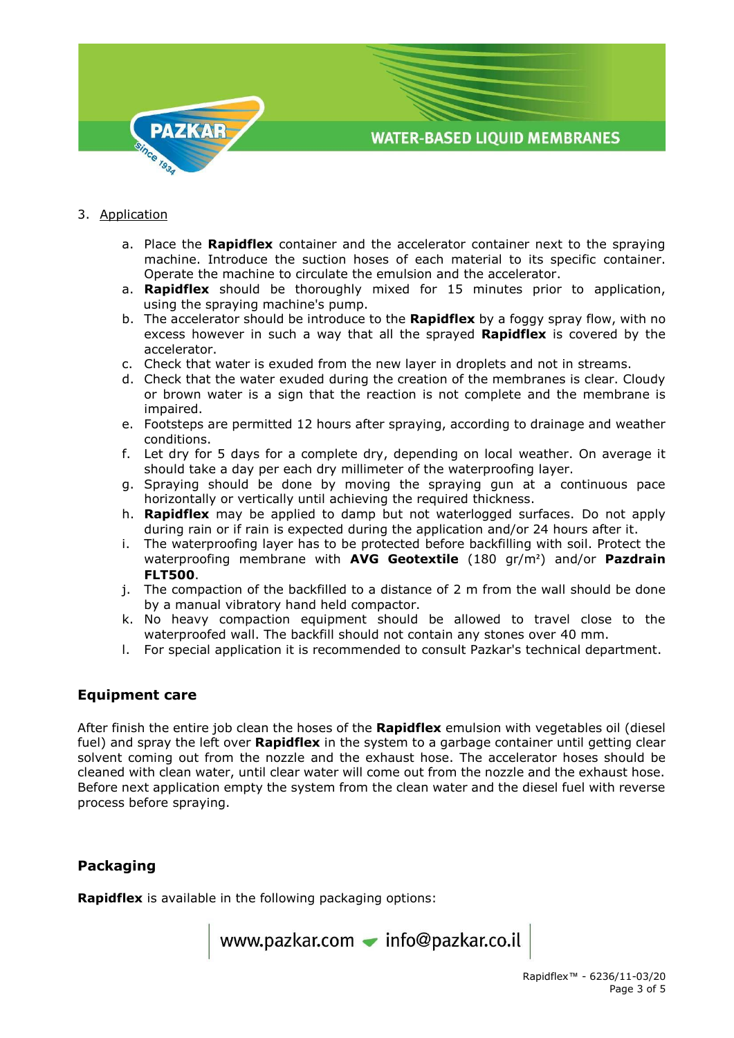3. Application

   a. Place the **Rapidflex** container and the accelerator container next to the spraying machine. Introduce the suction hoses of each material to its specific container. Operate the machine to circulate the emulsion and the accelerator.
   a. **Rapidflex** should be thoroughly mixed for 15 minutes prior to application, using the spraying machine's pump.
   b. The accelerator should be introduce to the **Rapidflex** by a foggy spray flow, with no excess however in such a way that all the sprayed **Rapidflex** is covered by the accelerator.
   c. Check that water is exuded from the new layer in droplets and not in streams.
   d. Check that the water exuded during the creation of the membranes is clear. Cloudy or brown water is a sign that the reaction is not complete and the membrane is impaired.
   e. Footsteps are permitted 12 hours after spraying, according to drainage and weather conditions.
   f. Let dry for 5 days for a complete dry, depending on local weather. On average it should take a day per each dry millimeter of the waterproofing layer.
   g. Spraying should be done by moving the spraying gun at a continuous pace horizontally or vertically until achieving the required thickness.
   h. **Rapidflex** may be applied to damp but not waterlogged surfaces. Do not apply during rain or if rain is expected during the application and/or 24 hours after it.
   i. The waterproofing layer has to be protected before backfilling with soil. Protect the waterproofing membrane with **AVG Geotextile** (180 gr/m²) and/or **Pazdrain FLT500**.
   j. The compaction of the backfilled to a distance of 2 m from the wall should be done by a manual vibratory hand held compactor.
   k. No heavy compaction equipment should be allowed to travel close to the waterproofed wall. The backfill should not contain any stones over 40 mm.
   l. For special application it is recommended to consult Pazkar's technical department.

## Equipment care

After finish the entire job clean the hoses of the **Rapidflex** emulsion with vegetables oil (diesel fuel) and spray the left over **Rapidflex** in the system to a garbage container until getting clear solvent coming out from the nozzle and the exhaust hose. The accelerator hoses should be cleaned with clean water, until clear water will come out from the nozzle and the exhaust hose. Before next application empty the system from the clean water and the diesel fuel with reverse process before spraying.

## Packaging

**Rapidflex** is available in the following packaging options: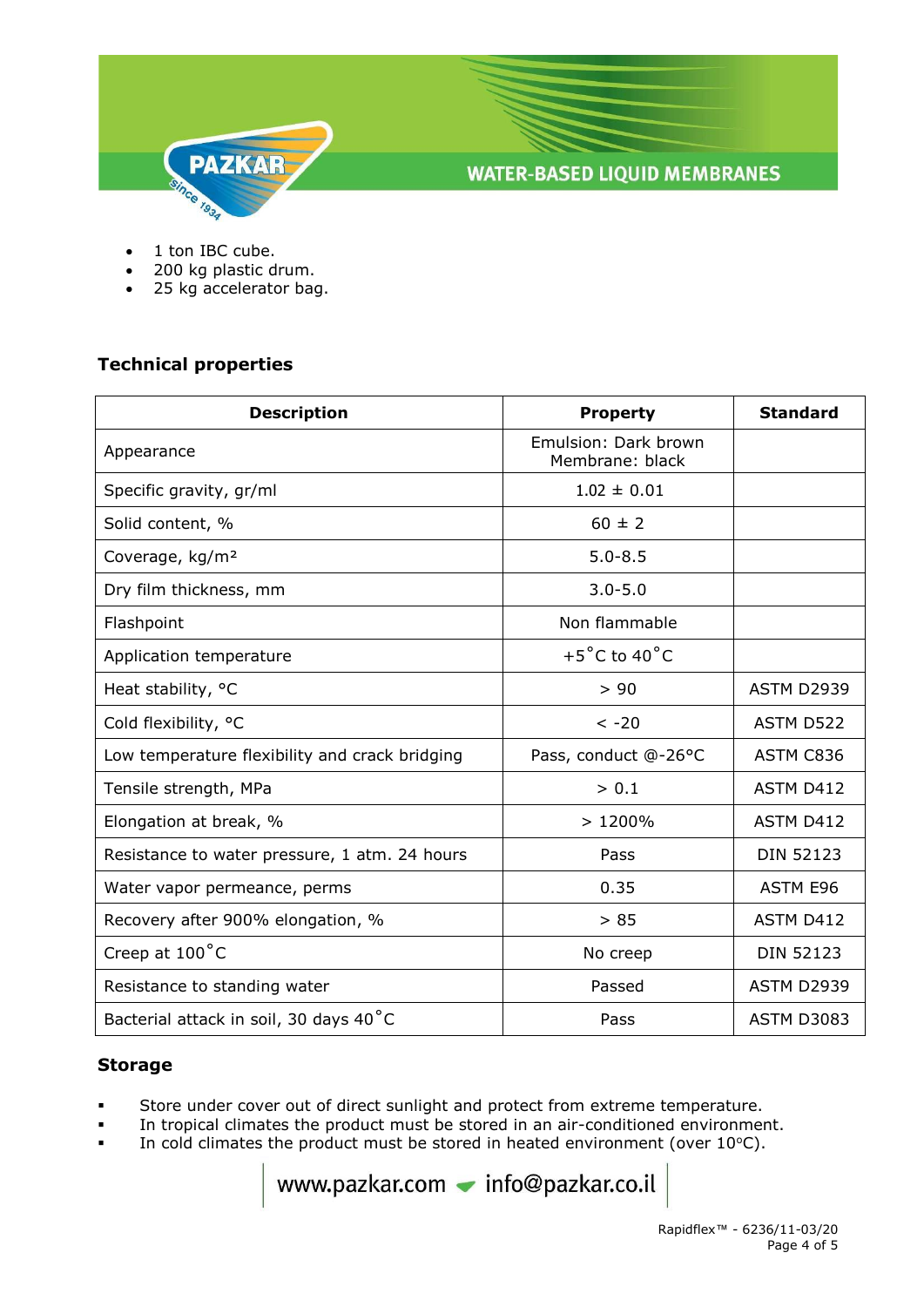- 1 ton IBC cube.
- 200 kg plastic drum.
- 25 kg accelerator bag.

## Technical properties

| Description | Property | Standard |
|---|---|---|
| Appearance | Emulsion: Dark brown<br>Membrane: black | |
| Specific gravity, gr/ml | 1.02 ± 0.01 | |
| Solid content, % | 60 ± 2 | |
| Coverage, kg/m² | 5.0-8.5 | |
| Dry film thickness, mm | 3.0-5.0 | |
| Flashpoint | Non flammable | |
| Application temperature | +5˚C to 40˚C | |
| Heat stability, °C | > 90 | ASTM D2939 |
| Cold flexibility, °C | < -20 | ASTM D522 |
| Low temperature flexibility and crack bridging | Pass, conduct @-26°C | ASTM C836 |
| Tensile strength, MPa | > 0.1 | ASTM D412 |
| Elongation at break, % | > 1200% | ASTM D412 |
| Resistance to water pressure, 1 atm. 24 hours | Pass | DIN 52123 |
| Water vapor permeance, perms | 0.35 | ASTM E96 |
| Recovery after 900% elongation, % | > 85 | ASTM D412 |
| Creep at 100˚C | No creep | DIN 52123 |
| Resistance to standing water | Passed | ASTM D2939 |
| Bacterial attack in soil, 30 days 40˚C | Pass | ASTM D3083 |

## Storage

- Store under cover out of direct sunlight and protect from extreme temperature.
- In tropical climates the product must be stored in an air-conditioned environment.
- In cold climates the product must be stored in heated environment (over 10°C).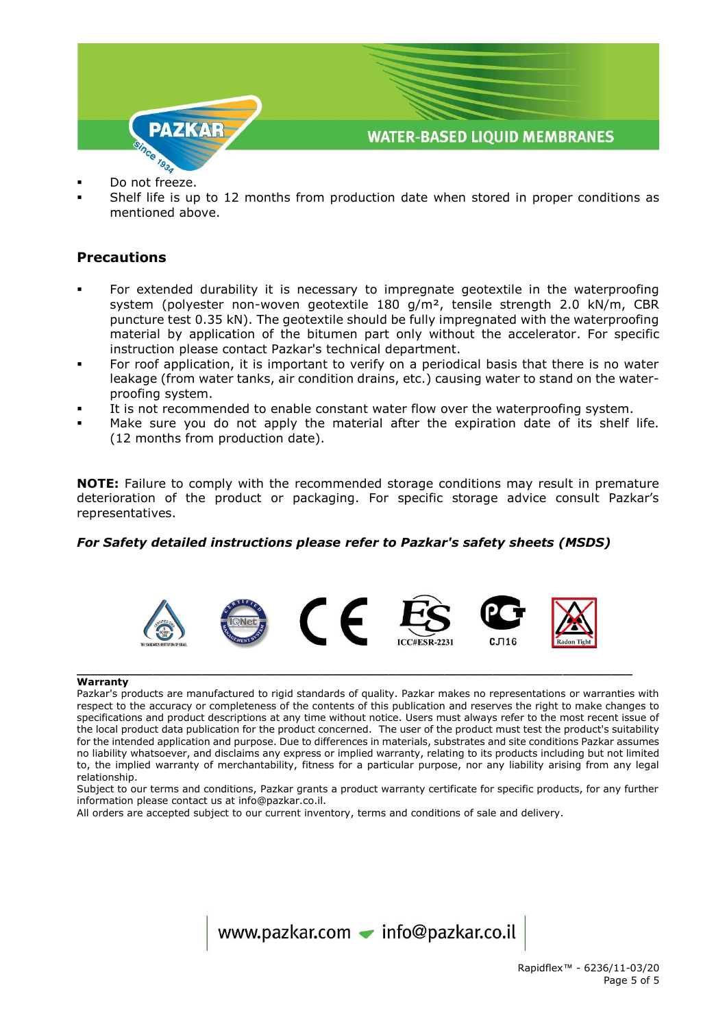- Do not freeze.
- Shelf life is up to 12 months from production date when stored in proper conditions as mentioned above.

## Precautions

- For extended durability it is necessary to impregnate geotextile in the waterproofing system (polyester non-woven geotextile 180 g/m², tensile strength 2.0 kN/m, CBR puncture test 0.35 kN). The geotextile should be fully impregnated with the waterproofing material by application of the bitumen part only without the accelerator. For specific instruction please contact Pazkar's technical department.
- For roof application, it is important to verify on a periodical basis that there is no water leakage (from water tanks, air condition drains, etc.) causing water to stand on the water-proofing system.
- It is not recommended to enable constant water flow over the waterproofing system.
- Make sure you do not apply the material after the expiration date of its shelf life. (12 months from production date).

**NOTE:** Failure to comply with the recommended storage conditions may result in premature deterioration of the product or packaging. For specific storage advice consult Pazkar's representatives.

***For Safety detailed instructions please refer to Pazkar's safety sheets (MSDS)***

ICC#ESR-2231

CЛ16

Radon Tight

**Warranty**

Pazkar's products are manufactured to rigid standards of quality. Pazkar makes no representations or warranties with respect to the accuracy or completeness of the contents of this publication and reserves the right to make changes to specifications and product descriptions at any time without notice. Users must always refer to the most recent issue of the local product data publication for the product concerned. The user of the product must test the product's suitability for the intended application and purpose. Due to differences in materials, substrates and site conditions Pazkar assumes no liability whatsoever, and disclaims any express or implied warranty, relating to its products including but not limited to, the implied warranty of merchantability, fitness for a particular purpose, nor any liability arising from any legal relationship.

Subject to our terms and conditions, Pazkar grants a product warranty certificate for specific products, for any further information please contact us at info@pazkar.co.il.

All orders are accepted subject to our current inventory, terms and conditions of sale and delivery.

www.pazkar.com info@pazkar.co.il

Rapidflex™ - 6236/11-03/20